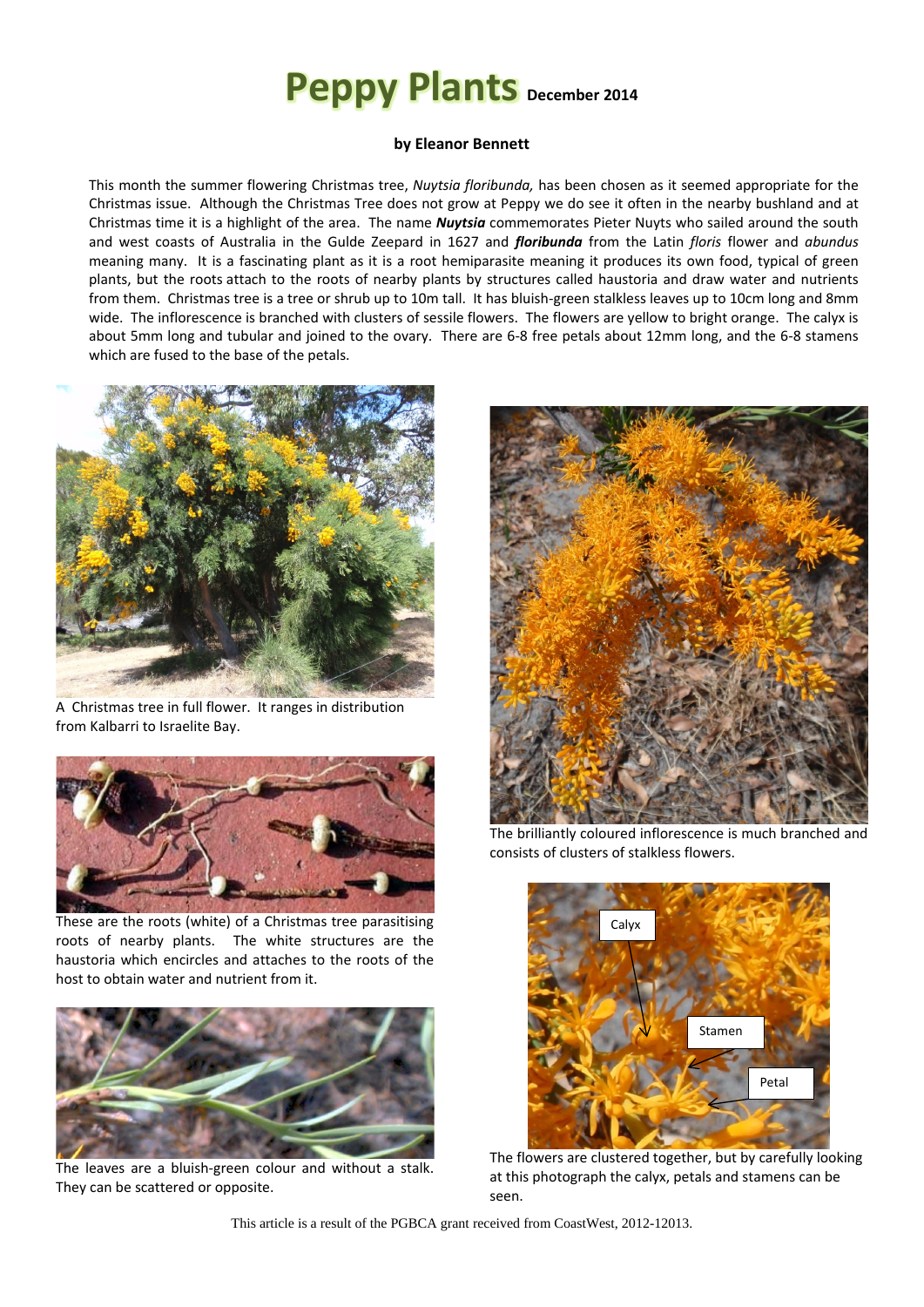# Peppy Plants December 2014

**by Eleanor Bennett**

This month the summer flowering Christmas tree, *Nuytsia floribunda,* has been chosen as it seemed appropriate for the Christmas issue. Although the Christmas Tree does not grow at Peppy we do see it often in the nearby bushland and at Christmas time it is a highlight of the area. The name ***Nuytsia*** commemorates Pieter Nuyts who sailed around the south and west coasts of Australia in the Gulde Zeepard in 1627 and ***floribunda*** from the Latin *floris* flower and *abundus* meaning many. It is a fascinating plant as it is a root hemiparasite meaning it produces its own food, typical of green plants, but the roots attach to the roots of nearby plants by structures called haustoria and draw water and nutrients from them. Christmas tree is a tree or shrub up to 10m tall. It has bluish-green stalkless leaves up to 10cm long and 8mm wide. The inflorescence is branched with clusters of sessile flowers. The flowers are yellow to bright orange. The calyx is about 5mm long and tubular and joined to the ovary. There are 6-8 free petals about 12mm long, and the 6-8 stamens which are fused to the base of the petals.

A Christmas tree in full flower. It ranges in distribution from Kalbarri to Israelite Bay.

These are the roots (white) of a Christmas tree parasitising roots of nearby plants. The white structures are the haustoria which encircles and attaches to the roots of the host to obtain water and nutrient from it.

The leaves are a bluish-green colour and without a stalk. They can be scattered or opposite.

The brilliantly coloured inflorescence is much branched and consists of clusters of stalkless flowers.

Calyx

Stamen

Petal

The flowers are clustered together, but by carefully looking at this photograph the calyx, petals and stamens can be seen.

This article is a result of the PGBCA grant received from CoastWest, 2012-12013.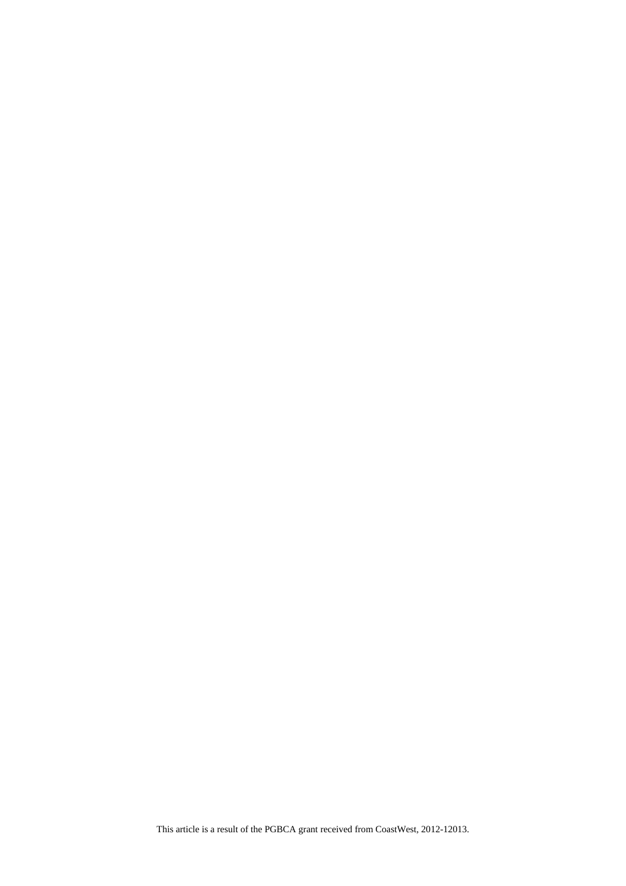This article is a result of the PGBCA grant received from CoastWest, 2012-12013.